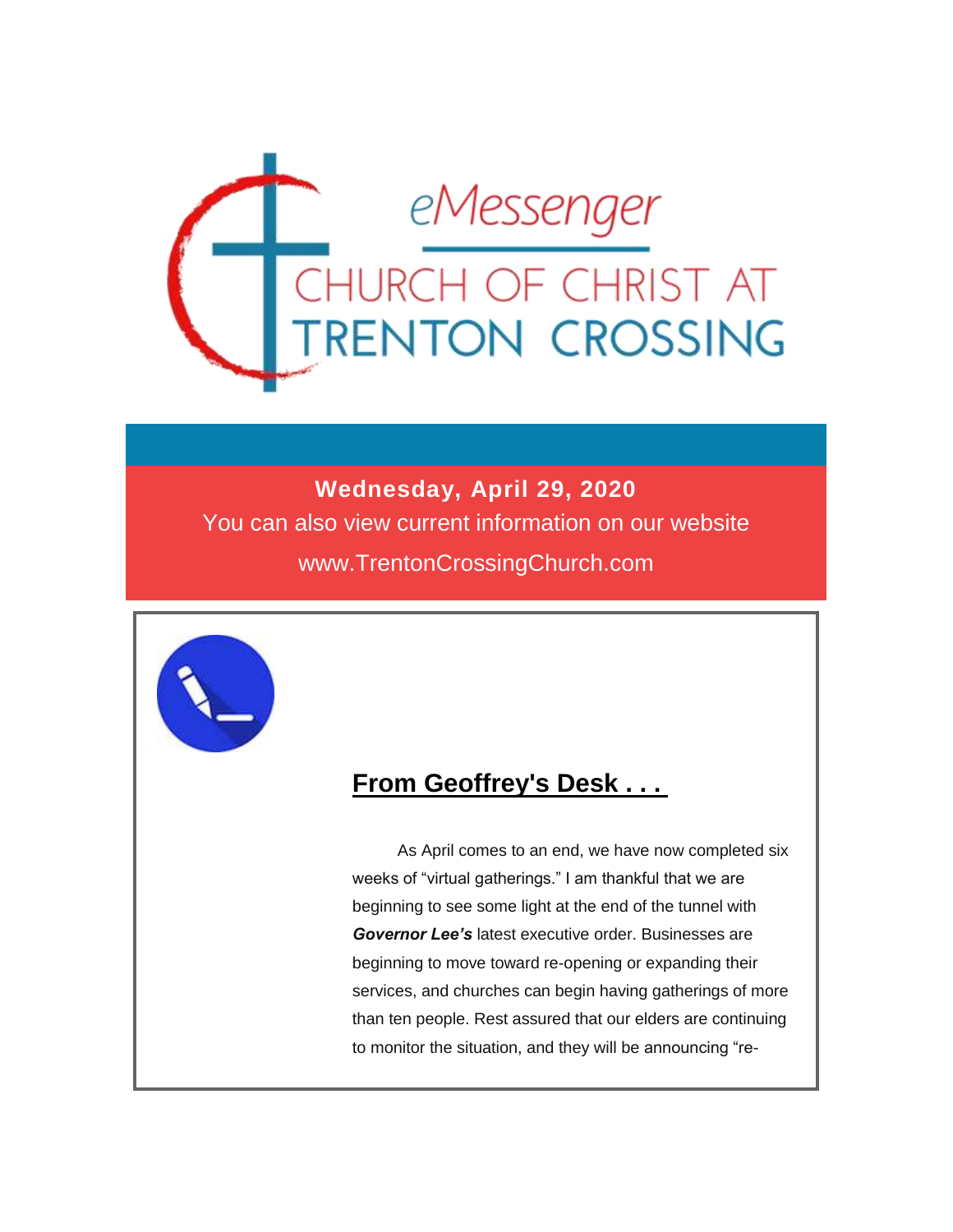# eMessenger

## CHURCH OF CHRIST AT TRENTON CROSSING

**Wednesday, April 29, 2020**

You can also view current information on our website

www.TrentonCrossingChurch.com

## From Geoffrey's Desk . . .

As April comes to an end, we have now completed six weeks of "virtual gatherings." I am thankful that we are beginning to see some light at the end of the tunnel with ***Governor Lee's*** latest executive order. Businesses are beginning to move toward re-opening or expanding their services, and churches can begin having gatherings of more than ten people. Rest assured that our elders are continuing to monitor the situation, and they will be announcing "re-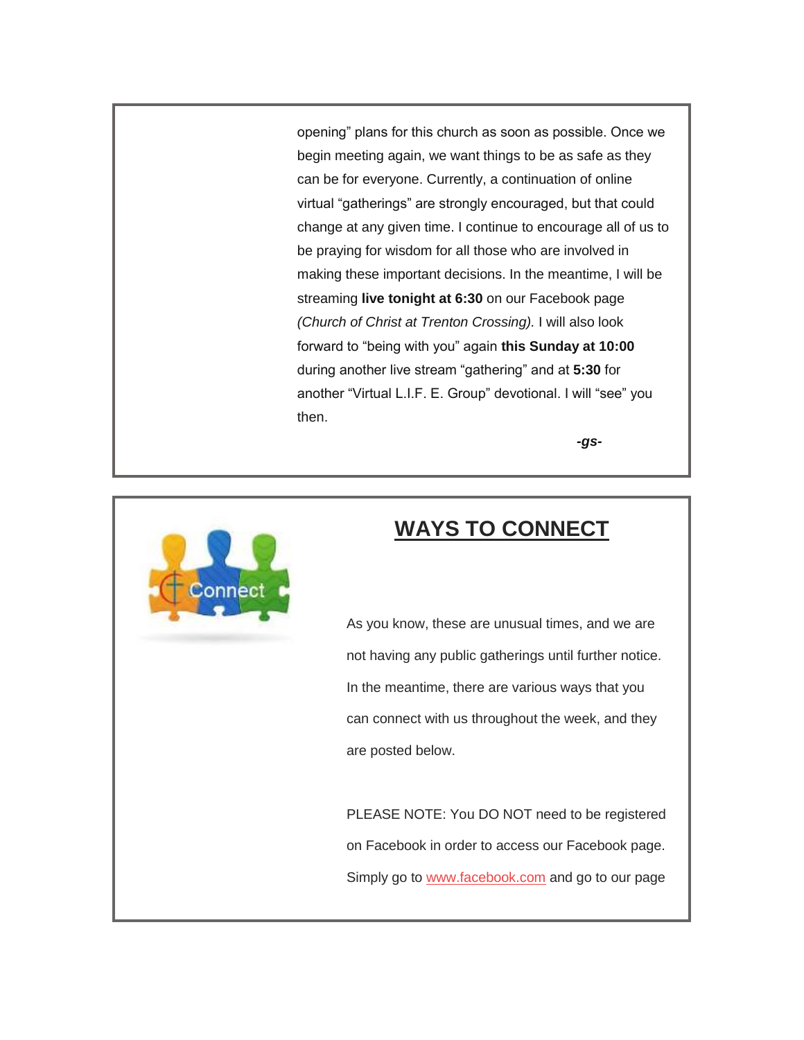opening" plans for this church as soon as possible. Once we begin meeting again, we want things to be as safe as they can be for everyone. Currently, a continuation of online virtual "gatherings" are strongly encouraged, but that could change at any given time. I continue to encourage all of us to be praying for wisdom for all those who are involved in making these important decisions. In the meantime, I will be streaming **live tonight at 6:30** on our Facebook page *(Church of Christ at Trenton Crossing).* I will also look forward to "being with you" again **this Sunday at 10:00** during another live stream "gathering" and at **5:30** for another "Virtual L.I.F. E. Group" devotional. I will "see" you then.

***-gs-***

## WAYS TO CONNECT

As you know, these are unusual times, and we are not having any public gatherings until further notice. In the meantime, there are various ways that you can connect with us throughout the week, and they are posted below.

PLEASE NOTE: You DO NOT need to be registered on Facebook in order to access our Facebook page. Simply go to www.facebook.com and go to our page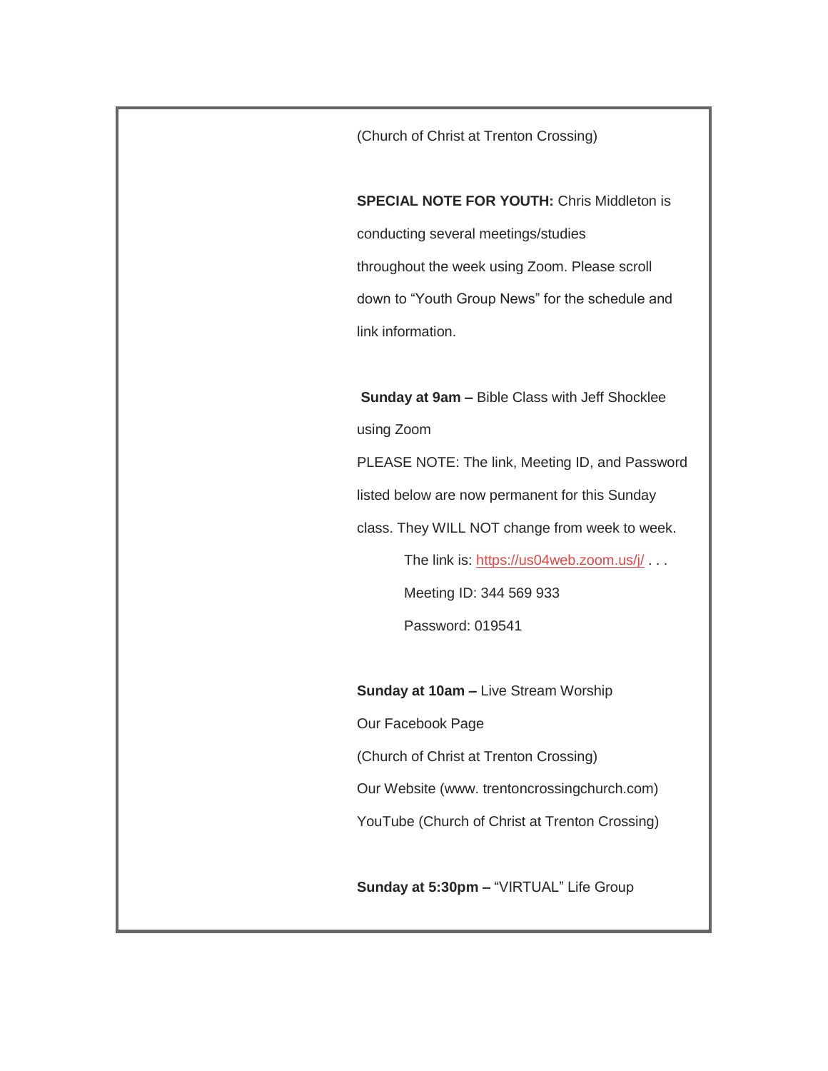(Church of Christ at Trenton Crossing)

**SPECIAL NOTE FOR YOUTH:** Chris Middleton is conducting several meetings/studies throughout the week using Zoom. Please scroll down to "Youth Group News" for the schedule and link information.

**Sunday at 9am –** Bible Class with Jeff Shocklee using Zoom

PLEASE NOTE: The link, Meeting ID, and Password listed below are now permanent for this Sunday class. They WILL NOT change from week to week.

The link is: https://us04web.zoom.us/j/ . . .

Meeting ID: 344 569 933

Password: 019541

**Sunday at 10am –** Live Stream Worship

Our Facebook Page

(Church of Christ at Trenton Crossing)

Our Website (www. trentoncrossingchurch.com)

YouTube (Church of Christ at Trenton Crossing)

**Sunday at 5:30pm –** "VIRTUAL" Life Group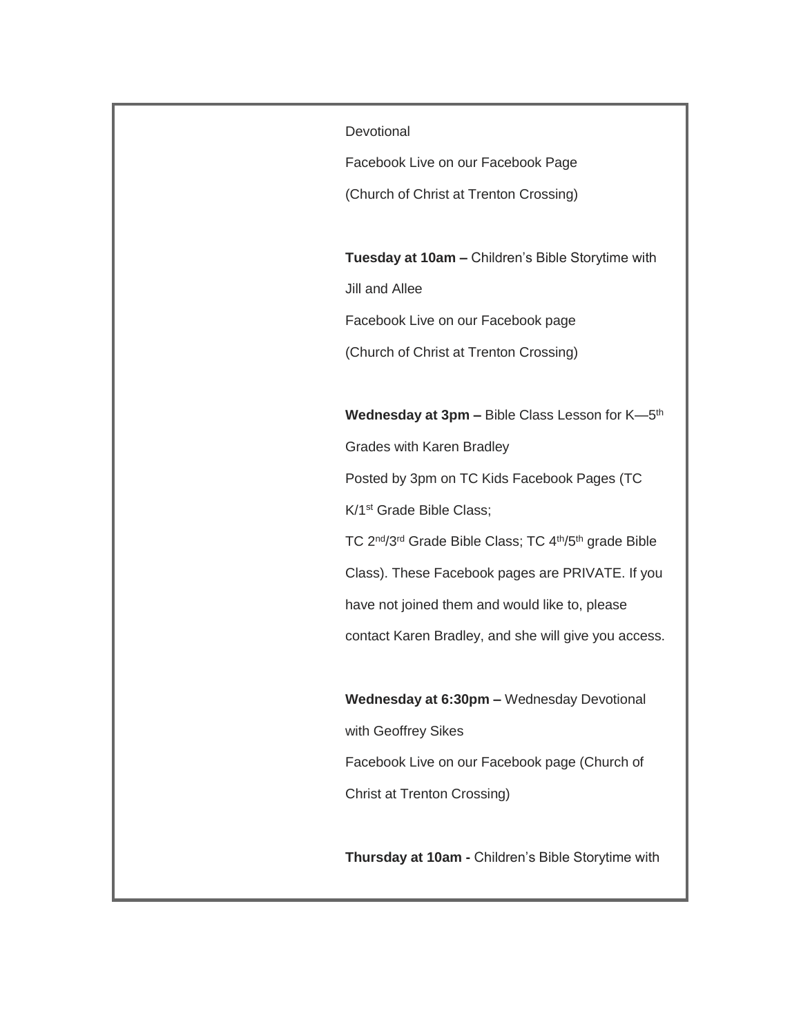Devotional

Facebook Live on our Facebook Page

(Church of Christ at Trenton Crossing)

**Tuesday at 10am –** Children's Bible Storytime with Jill and Allee

Facebook Live on our Facebook page

(Church of Christ at Trenton Crossing)

**Wednesday at 3pm –** Bible Class Lesson for K—5th Grades with Karen Bradley

Posted by 3pm on TC Kids Facebook Pages (TC K/1st Grade Bible Class;

TC 2nd/3rd Grade Bible Class; TC 4th/5th grade Bible Class). These Facebook pages are PRIVATE. If you have not joined them and would like to, please contact Karen Bradley, and she will give you access.

**Wednesday at 6:30pm –** Wednesday Devotional with Geoffrey Sikes

Facebook Live on our Facebook page (Church of Christ at Trenton Crossing)

**Thursday at 10am -** Children's Bible Storytime with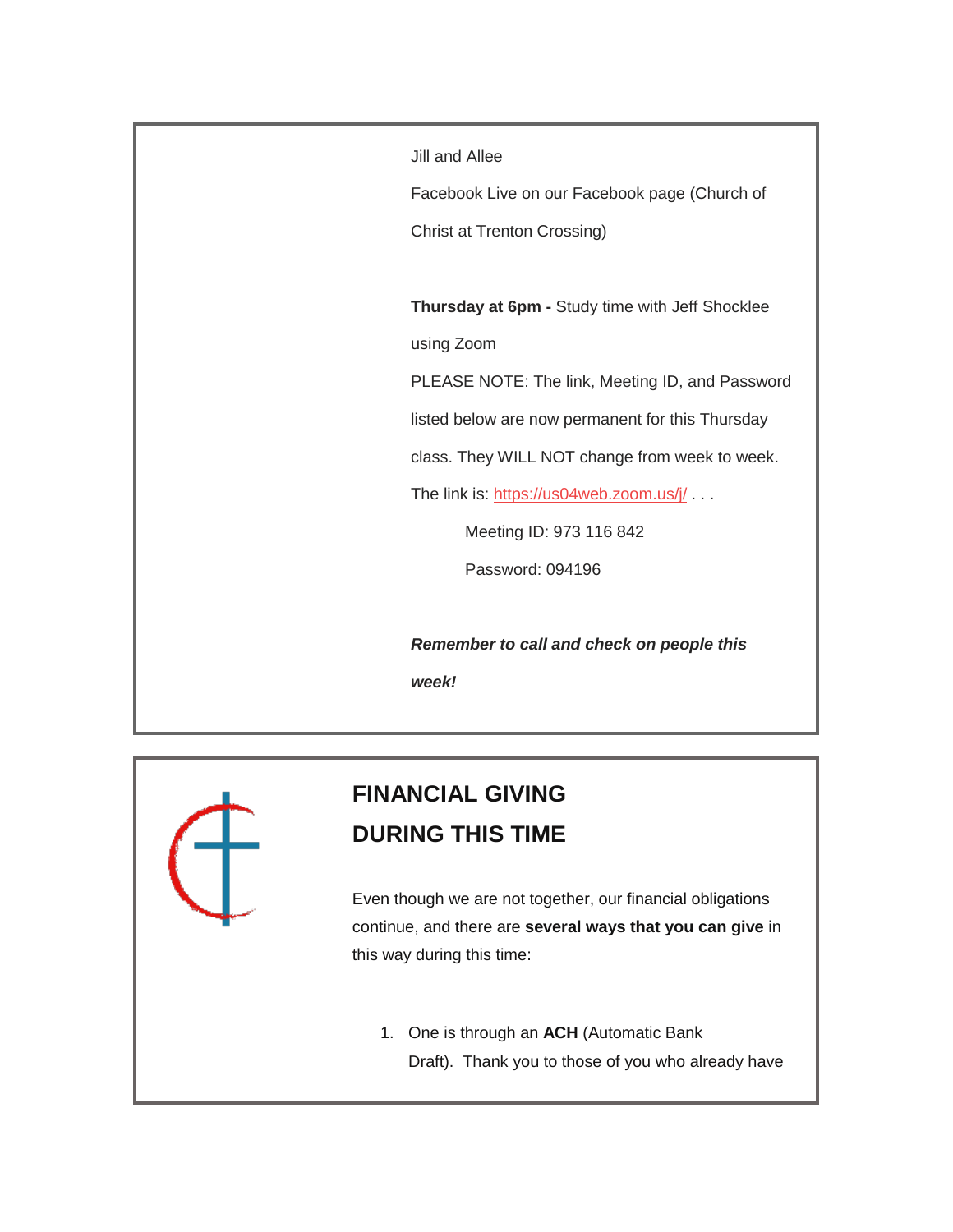Jill and Allee

Facebook Live on our Facebook page (Church of Christ at Trenton Crossing)

**Thursday at 6pm -** Study time with Jeff Shocklee using Zoom

PLEASE NOTE: The link, Meeting ID, and Password listed below are now permanent for this Thursday class. They WILL NOT change from week to week.

The link is: https://us04web.zoom.us/j/ . . .

Meeting ID: 973 116 842

Password: 094196

***Remember to call and check on people this week!***

## FINANCIAL GIVING DURING THIS TIME

Even though we are not together, our financial obligations continue, and there are **several ways that you can give** in this way during this time:

1. One is through an **ACH** (Automatic Bank Draft). Thank you to those of you who already have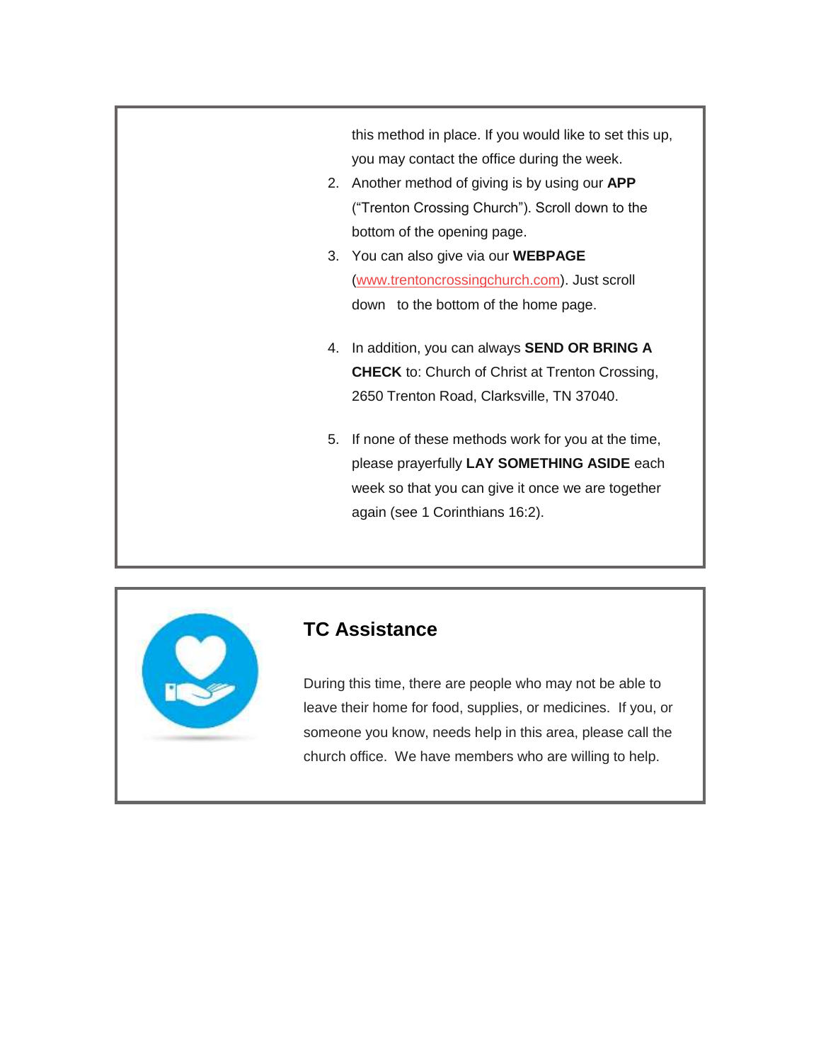this method in place. If you would like to set this up, you may contact the office during the week.

2. Another method of giving is by using our **APP** ("Trenton Crossing Church"). Scroll down to the bottom of the opening page.
3. You can also give via our **WEBPAGE** (www.trentoncrossingchurch.com). Just scroll down to the bottom of the home page.
4. In addition, you can always **SEND OR BRING A CHECK** to: Church of Christ at Trenton Crossing, 2650 Trenton Road, Clarksville, TN 37040.
5. If none of these methods work for you at the time, please prayerfully **LAY SOMETHING ASIDE** each week so that you can give it once we are together again (see 1 Corinthians 16:2).

## TC Assistance

During this time, there are people who may not be able to leave their home for food, supplies, or medicines. If you, or someone you know, needs help in this area, please call the church office. We have members who are willing to help.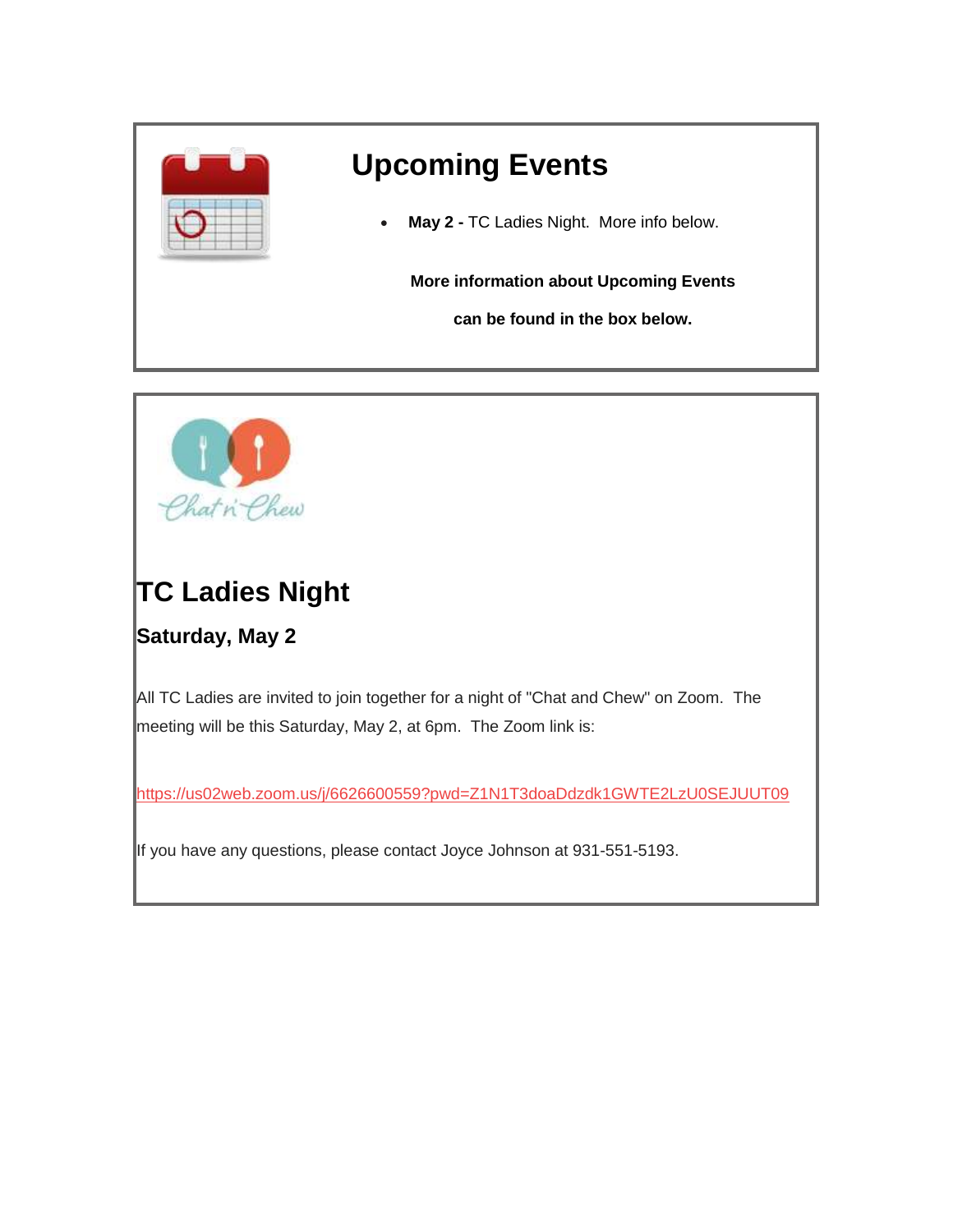# Upcoming Events

- **May 2 -** TC Ladies Night. More info below.

**More information about Upcoming Events**

**can be found in the box below.**

# TC Ladies Night

## Saturday, May 2

All TC Ladies are invited to join together for a night of "Chat and Chew" on Zoom. The meeting will be this Saturday, May 2, at 6pm. The Zoom link is:

https://us02web.zoom.us/j/6626600559?pwd=Z1N1T3doaDdzdk1GWTE2LzU0SEJUUT09

If you have any questions, please contact Joyce Johnson at 931-551-5193.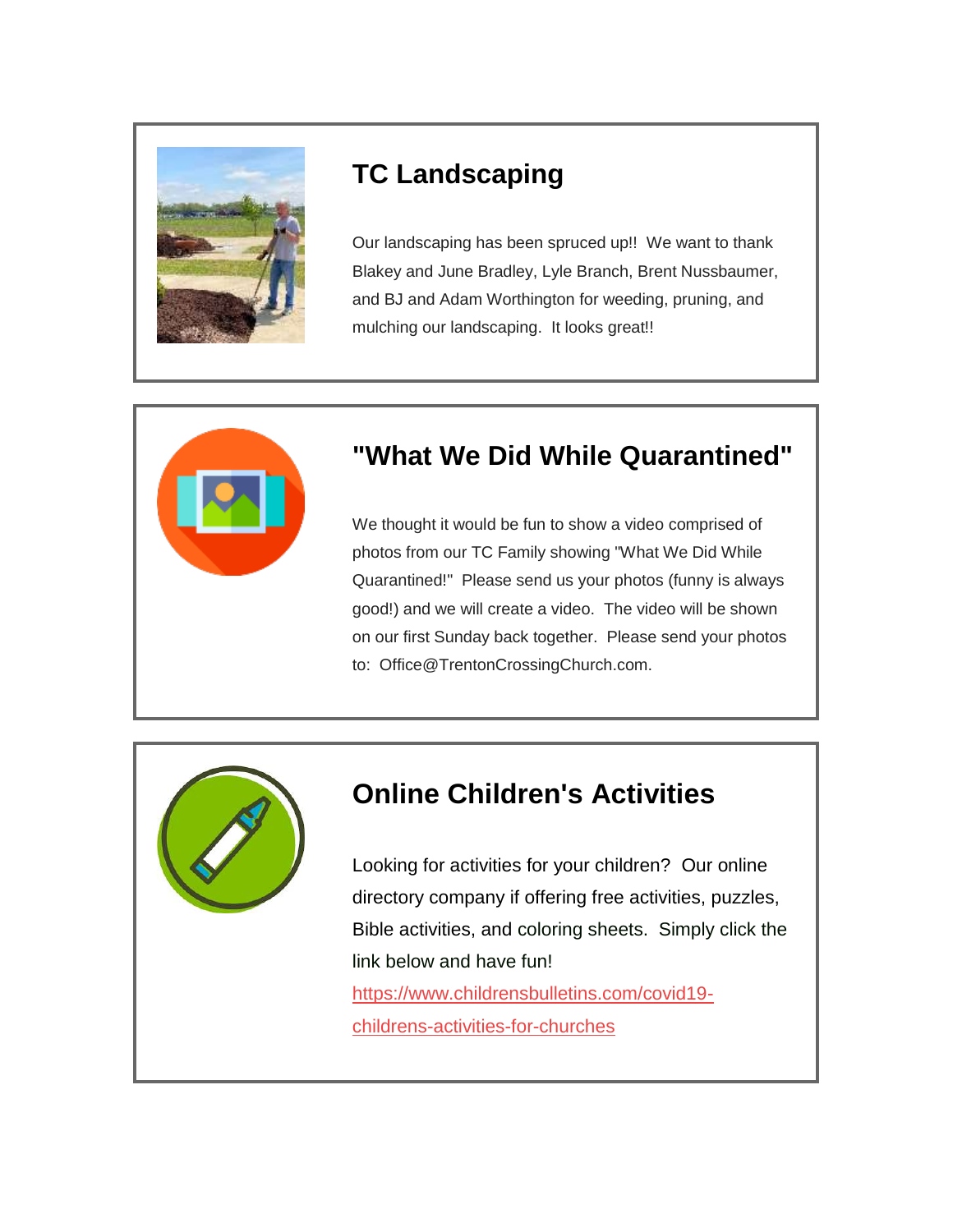## TC Landscaping

Our landscaping has been spruced up!! We want to thank Blakey and June Bradley, Lyle Branch, Brent Nussbaumer, and BJ and Adam Worthington for weeding, pruning, and mulching our landscaping. It looks great!!

## "What We Did While Quarantined"

We thought it would be fun to show a video comprised of photos from our TC Family showing "What We Did While Quarantined!" Please send us your photos (funny is always good!) and we will create a video. The video will be shown on our first Sunday back together. Please send your photos to: Office@TrentonCrossingChurch.com.

## Online Children's Activities

Looking for activities for your children? Our online directory company if offering free activities, puzzles, Bible activities, and coloring sheets. Simply click the link below and have fun!

[https://www.childrensbulletins.com/covid19-childrens-activities-for-churches](https://www.childrensbulletins.com/covid19-childrens-activities-for-churches)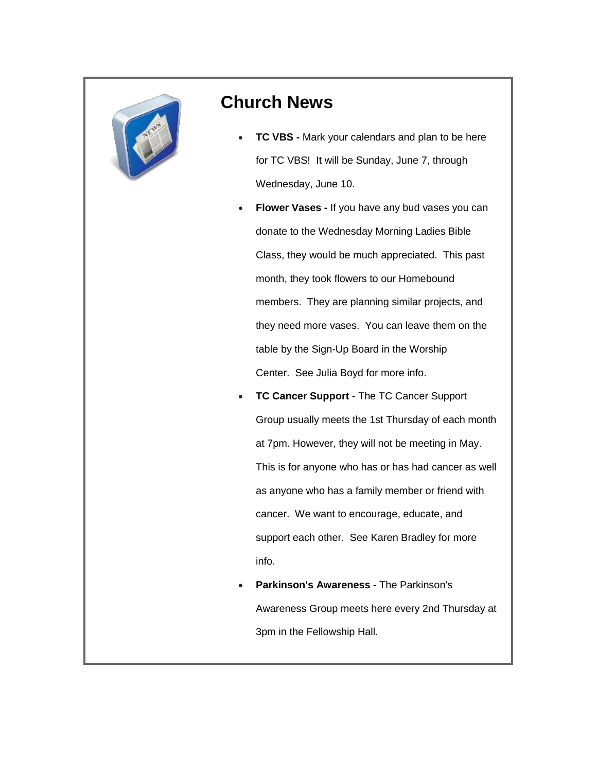## Church News

- **TC VBS -** Mark your calendars and plan to be here for TC VBS! It will be Sunday, June 7, through Wednesday, June 10.
- **Flower Vases -** If you have any bud vases you can donate to the Wednesday Morning Ladies Bible Class, they would be much appreciated. This past month, they took flowers to our Homebound members. They are planning similar projects, and they need more vases. You can leave them on the table by the Sign-Up Board in the Worship Center. See Julia Boyd for more info.
- **TC Cancer Support -** The TC Cancer Support Group usually meets the 1st Thursday of each month at 7pm. However, they will not be meeting in May. This is for anyone who has or has had cancer as well as anyone who has a family member or friend with cancer. We want to encourage, educate, and support each other. See Karen Bradley for more info.
- **Parkinson's Awareness -** The Parkinson's Awareness Group meets here every 2nd Thursday at 3pm in the Fellowship Hall.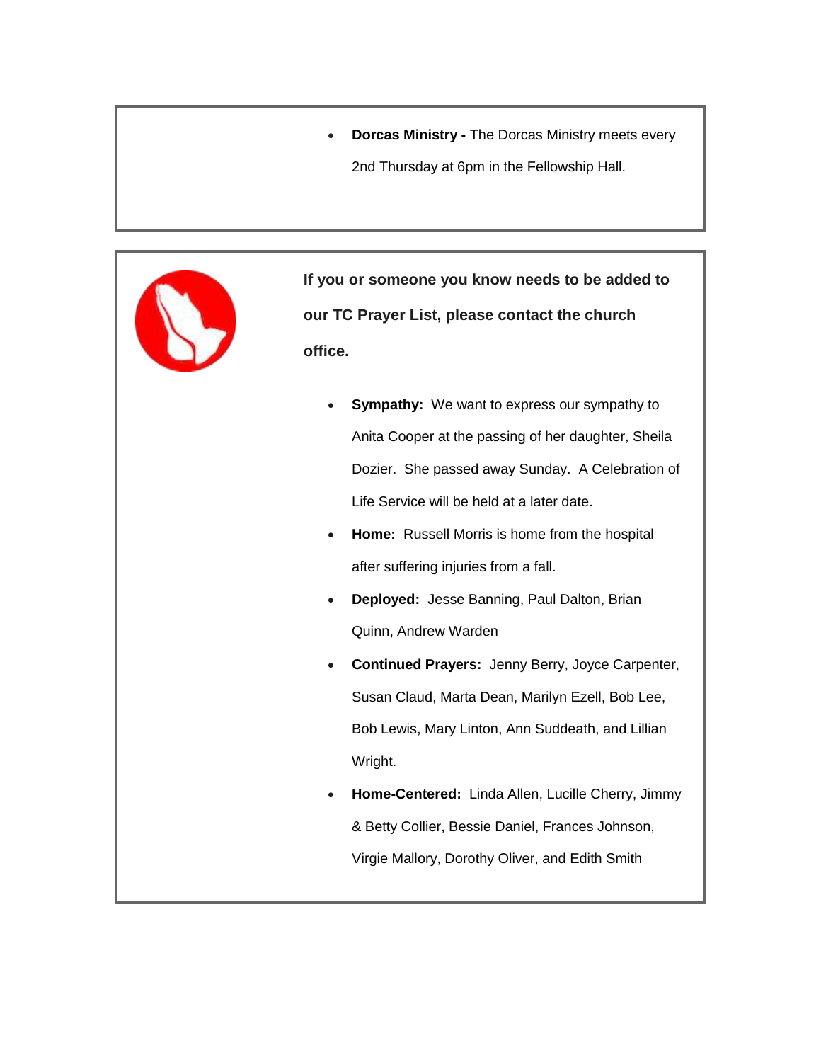- **Dorcas Ministry -** The Dorcas Ministry meets every 2nd Thursday at 6pm in the Fellowship Hall.

**If you or someone you know needs to be added to our TC Prayer List, please contact the church office.**

- **Sympathy:** We want to express our sympathy to Anita Cooper at the passing of her daughter, Sheila Dozier. She passed away Sunday. A Celebration of Life Service will be held at a later date.
- **Home:** Russell Morris is home from the hospital after suffering injuries from a fall.
- **Deployed:** Jesse Banning, Paul Dalton, Brian Quinn, Andrew Warden
- **Continued Prayers:** Jenny Berry, Joyce Carpenter, Susan Claud, Marta Dean, Marilyn Ezell, Bob Lee, Bob Lewis, Mary Linton, Ann Suddeath, and Lillian Wright.
- **Home-Centered:** Linda Allen, Lucille Cherry, Jimmy & Betty Collier, Bessie Daniel, Frances Johnson, Virgie Mallory, Dorothy Oliver, and Edith Smith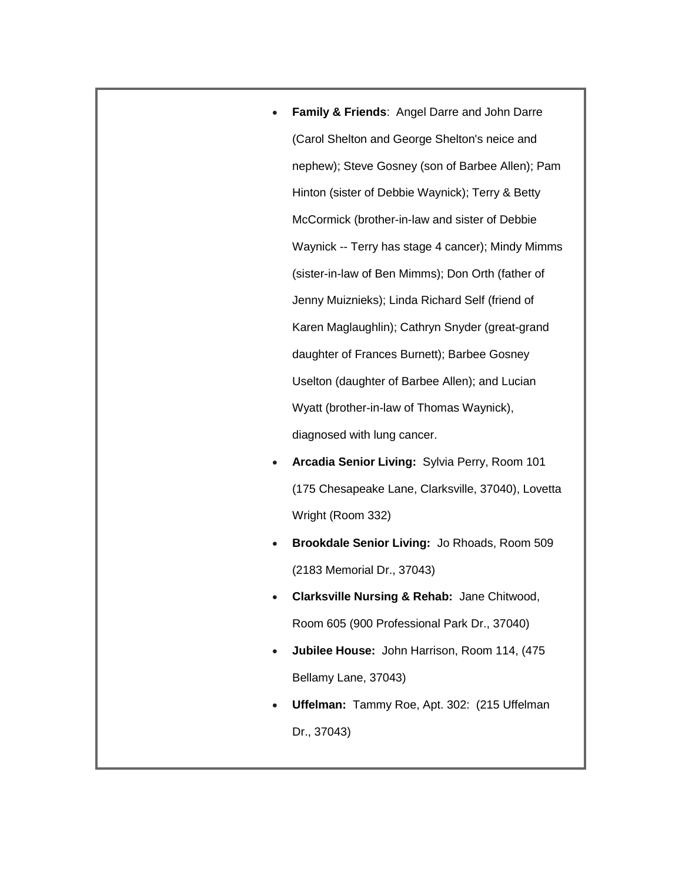- **Family & Friends**: Angel Darre and John Darre (Carol Shelton and George Shelton's neice and nephew); Steve Gosney (son of Barbee Allen); Pam Hinton (sister of Debbie Waynick); Terry & Betty McCormick (brother-in-law and sister of Debbie Waynick -- Terry has stage 4 cancer); Mindy Mimms (sister-in-law of Ben Mimms); Don Orth (father of Jenny Muiznieks); Linda Richard Self (friend of Karen Maglaughlin); Cathryn Snyder (great-grand daughter of Frances Burnett); Barbee Gosney Uselton (daughter of Barbee Allen); and Lucian Wyatt (brother-in-law of Thomas Waynick), diagnosed with lung cancer.
- **Arcadia Senior Living:** Sylvia Perry, Room 101 (175 Chesapeake Lane, Clarksville, 37040), Lovetta Wright (Room 332)
- **Brookdale Senior Living:** Jo Rhoads, Room 509 (2183 Memorial Dr., 37043)
- **Clarksville Nursing & Rehab:** Jane Chitwood, Room 605 (900 Professional Park Dr., 37040)
- **Jubilee House:** John Harrison, Room 114, (475 Bellamy Lane, 37043)
- **Uffelman:** Tammy Roe, Apt. 302: (215 Uffelman Dr., 37043)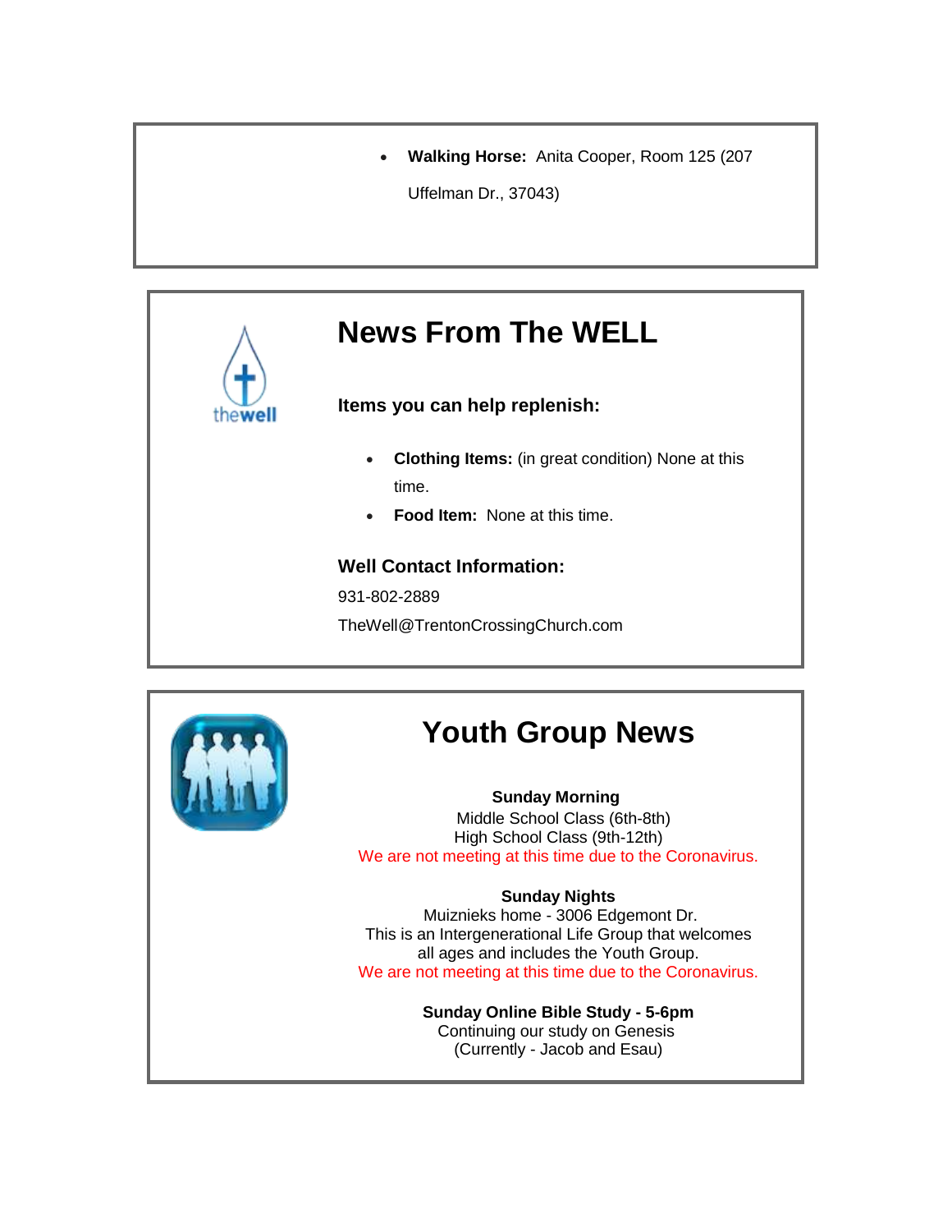- **Walking Horse:** Anita Cooper, Room 125 (207 Uffelman Dr., 37043)

# News From The WELL

### Items you can help replenish:

- **Clothing Items:** (in great condition) None at this time.
- **Food Item:** None at this time.

### Well Contact Information:

931-802-2889

TheWell@TrentonCrossingChurch.com

# Youth Group News

**Sunday Morning**
Middle School Class (6th-8th)
High School Class (9th-12th)
We are not meeting at this time due to the Coronavirus.

**Sunday Nights**
Muiznieks home - 3006 Edgemont Dr.
This is an Intergenerational Life Group that welcomes all ages and includes the Youth Group.
We are not meeting at this time due to the Coronavirus.

**Sunday Online Bible Study - 5-6pm**
Continuing our study on Genesis
(Currently - Jacob and Esau)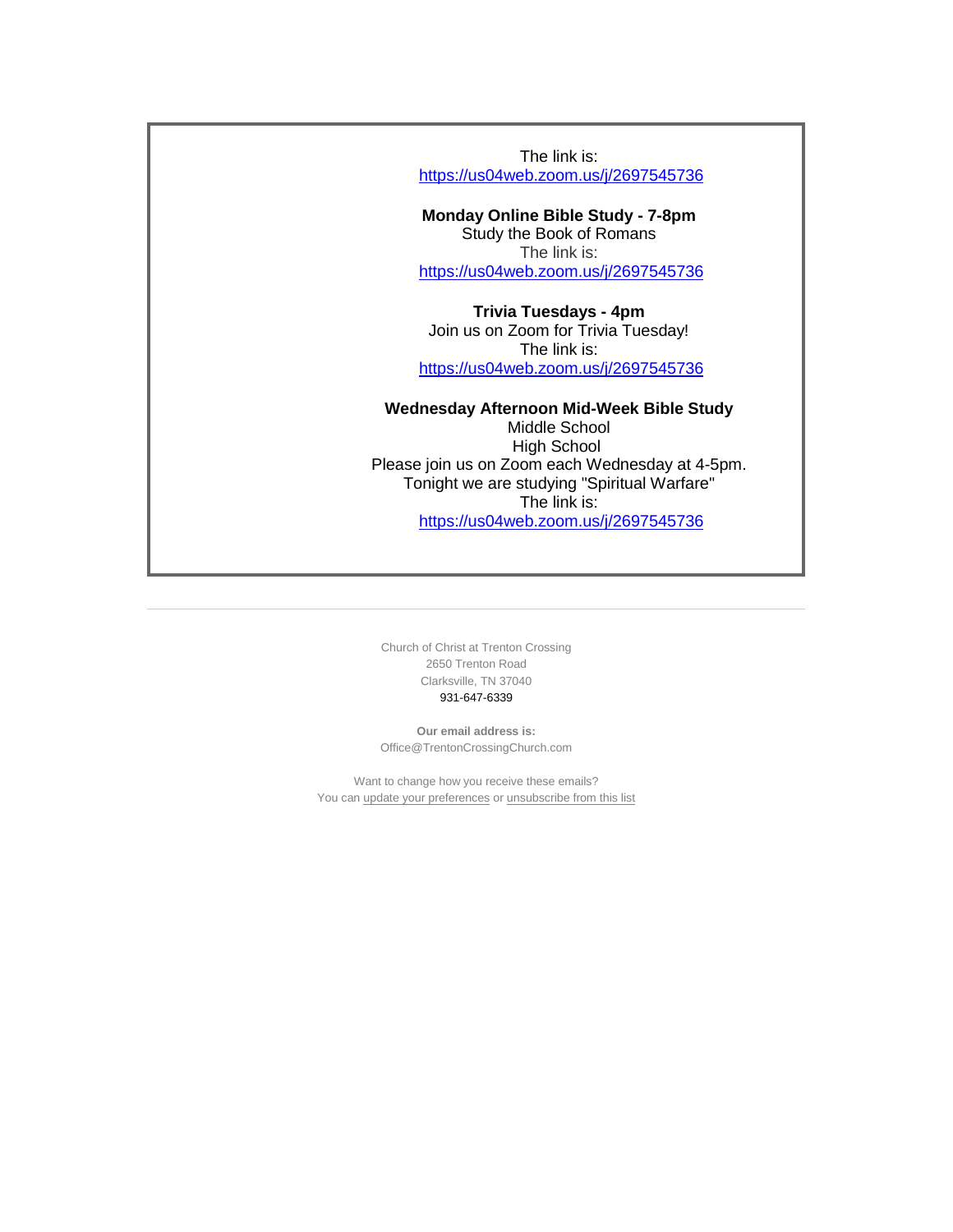The link is:
https://us04web.zoom.us/j/2697545736

**Monday Online Bible Study - 7-8pm**
Study the Book of Romans
The link is:
https://us04web.zoom.us/j/2697545736

**Trivia Tuesdays - 4pm**
Join us on Zoom for Trivia Tuesday!
The link is:
https://us04web.zoom.us/j/2697545736

**Wednesday Afternoon Mid-Week Bible Study**
Middle School
High School
Please join us on Zoom each Wednesday at 4-5pm.
Tonight we are studying "Spiritual Warfare"
The link is:
https://us04web.zoom.us/j/2697545736

---

Church of Christ at Trenton Crossing
2650 Trenton Road
Clarksville, TN 37040
931-647-6339

**Our email address is:**
Office@TrentonCrossingChurch.com

Want to change how you receive these emails?
You can update your preferences or unsubscribe from this list